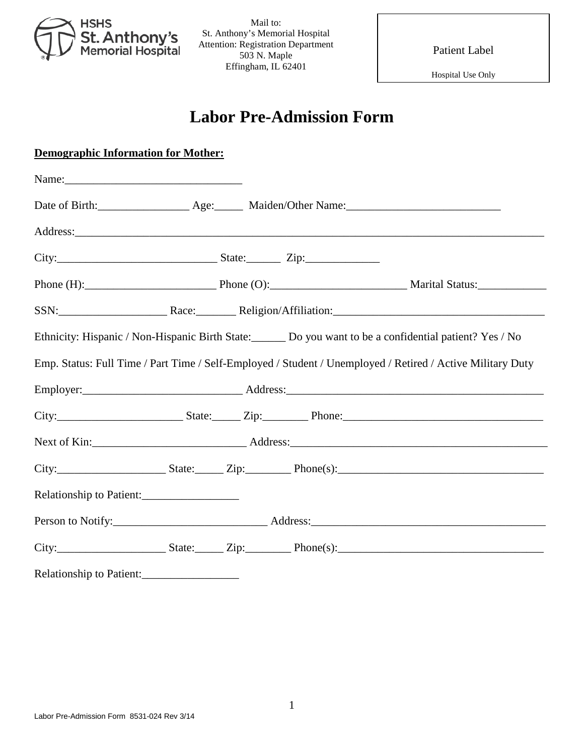HSHS St. Anthony's Memorial Hospital

Mail to:
St. Anthony's Memorial Hospital
Attention: Registration Department
503 N. Maple
Effingham, IL 62401

Patient Label

Hospital Use Only

# Labor Pre-Admission Form

**Demographic Information for Mother:**

Name:______________________________

Date of Birth:________________ Age:_____ Maiden/Other Name:___________________________

Address:_________________________________________________________________________________

City:____________________________ State:______ Zip:_____________

Phone (H):_______________________ Phone (O):________________________ Marital Status:____________

SSN:___________________ Race:_______ Religion/Affiliation:_____________________________________

Ethnicity: Hispanic / Non-Hispanic Birth State:______ Do you want to be a confidential patient? Yes / No

Emp. Status: Full Time / Part Time / Self-Employed / Student / Unemployed / Retired / Active Military Duty

Employer:____________________________ Address:_____________________________________________

City:______________________ State:_____ Zip:________ Phone:___________________________________

Next of Kin:___________________________ Address:_____________________________________________

City:___________________ State:_____ Zip:________ Phone(s):____________________________________

Relationship to Patient:_________________

Person to Notify:___________________________ Address:_________________________________________

City:___________________ State:_____ Zip:________ Phone(s):____________________________________

Relationship to Patient:_________________

Labor Pre-Admission Form 8531-024 Rev 3/14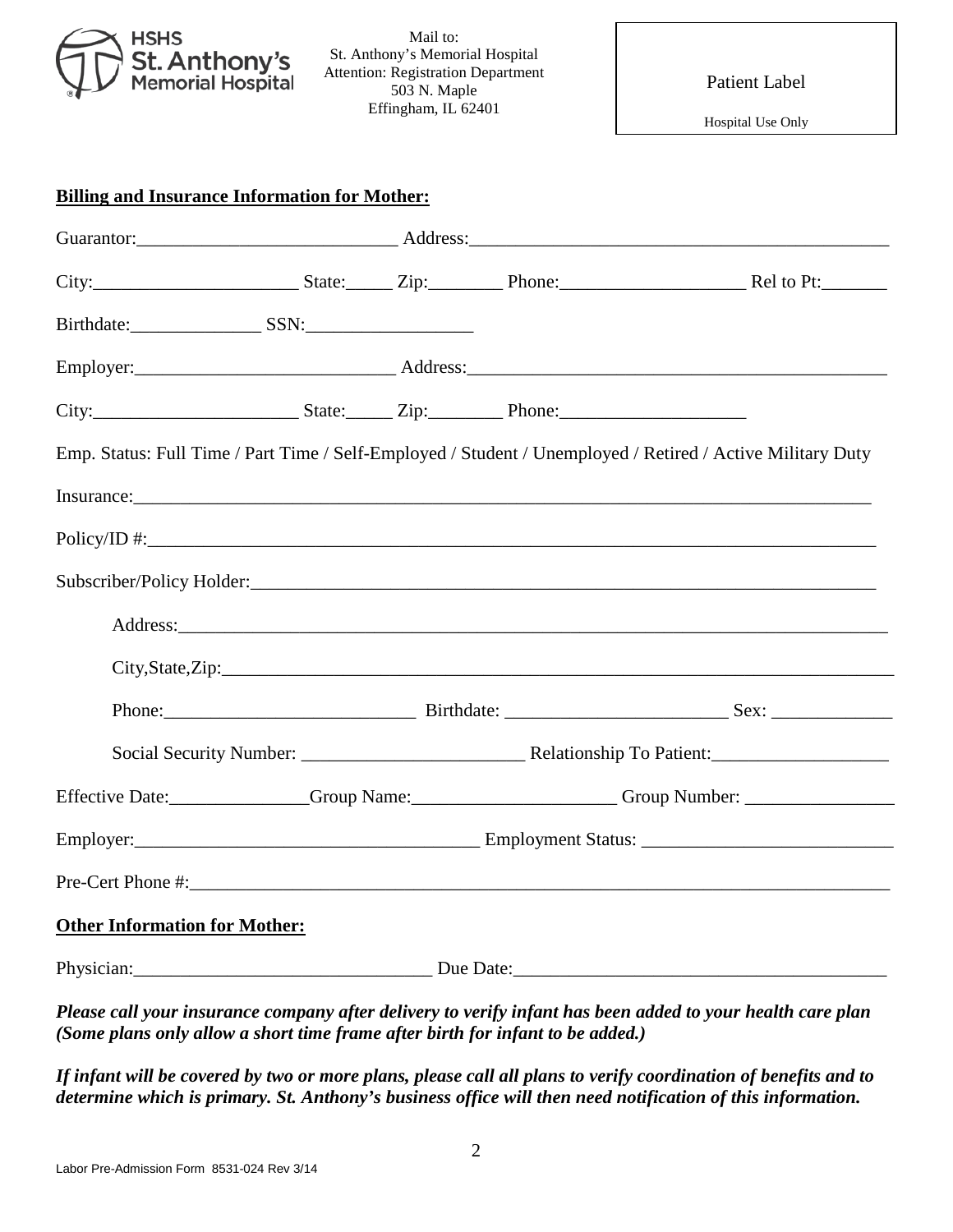HSHS St. Anthony's Memorial Hospital

Mail to:
St. Anthony's Memorial Hospital
Attention: Registration Department
503 N. Maple
Effingham, IL 62401

Patient Label

Hospital Use Only

**Billing and Insurance Information for Mother:**

Guarantor:___________________________ Address:_____________________________________________

City:_____________________ State:_____ Zip:________ Phone:___________________ Rel to Pt:_______

Birthdate:______________ SSN:_________________

Employer:___________________________ Address:_____________________________________________

City:______________________ State:_____ Zip:________ Phone:___________________

Emp. Status: Full Time / Part Time / Self-Employed / Student / Unemployed / Retired / Active Military Duty

Insurance:_________________________________________________________________________

Policy/ID #:_________________________________________________________________________

Subscriber/Policy Holder:_____________________________________________________________

Address:_________________________________________________________________________

City,State,Zip:____________________________________________________________________

Phone:___________________________ Birthdate: ________________________ Sex: _____________

Social Security Number: ________________________ Relationship To Patient:___________________

Effective Date:_______________Group Name:______________________ Group Number: ________________

Employer:____________________________________ Employment Status: __________________________

Pre-Cert Phone #:____________________________________________________________________

**Other Information for Mother:**

Physician:_______________________________ Due Date:________________________________________

***Please call your insurance company after delivery to verify infant has been added to your health care plan (Some plans only allow a short time frame after birth for infant to be added.)***

***If infant will be covered by two or more plans, please call all plans to verify coordination of benefits and to determine which is primary. St. Anthony's business office will then need notification of this information.***

Labor Pre-Admission Form 8531-024 Rev 3/14